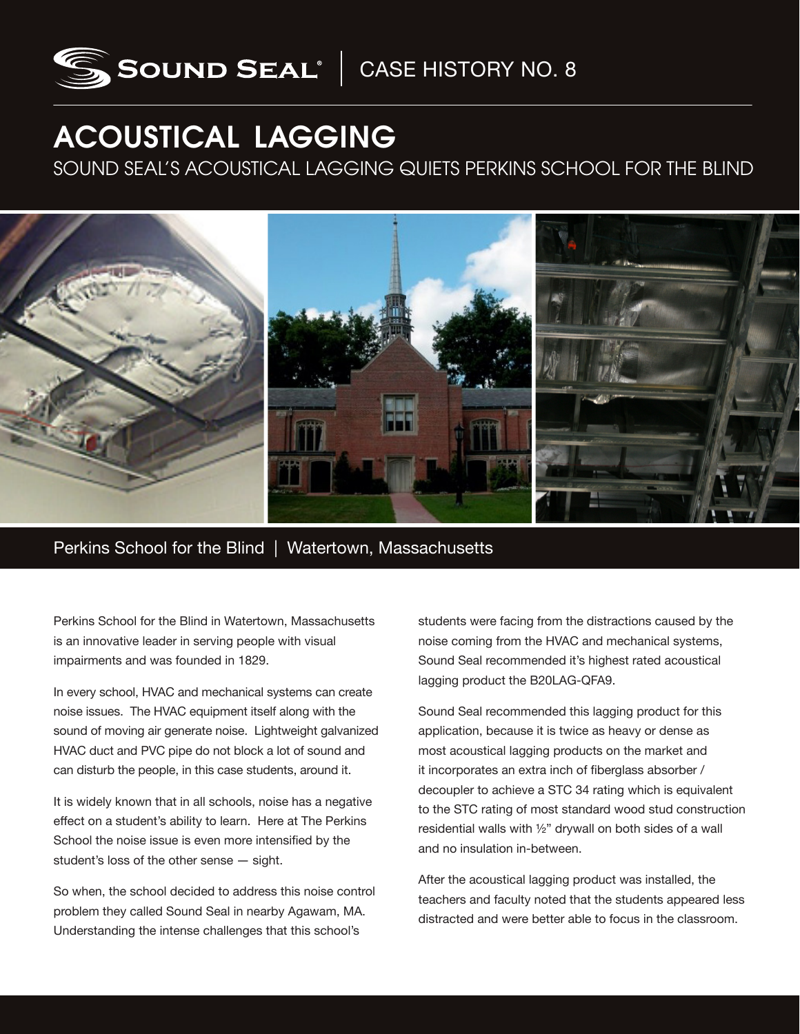SOUND SEAL® | CASE HISTORY NO. 8

# ACOUSTICAL LAGGING

## SOUND SEAL'S ACOUSTICAL LAGGING QUIETS PERKINS SCHOOL FOR THE BLIND

Perkins School for the Blind | Watertown, Massachusetts

Perkins School for the Blind in Watertown, Massachusetts is an innovative leader in serving people with visual impairments and was founded in 1829.

In every school, HVAC and mechanical systems can create noise issues. The HVAC equipment itself along with the sound of moving air generate noise. Lightweight galvanized HVAC duct and PVC pipe do not block a lot of sound and can disturb the people, in this case students, around it.

It is widely known that in all schools, noise has a negative effect on a student's ability to learn. Here at The Perkins School the noise issue is even more intensified by the student's loss of the other sense — sight.

So when, the school decided to address this noise control problem they called Sound Seal in nearby Agawam, MA. Understanding the intense challenges that this school's students were facing from the distractions caused by the noise coming from the HVAC and mechanical systems, Sound Seal recommended it's highest rated acoustical lagging product the B20LAG-QFA9.

Sound Seal recommended this lagging product for this application, because it is twice as heavy or dense as most acoustical lagging products on the market and it incorporates an extra inch of fiberglass absorber / decoupler to achieve a STC 34 rating which is equivalent to the STC rating of most standard wood stud construction residential walls with ½" drywall on both sides of a wall and no insulation in-between.

After the acoustical lagging product was installed, the teachers and faculty noted that the students appeared less distracted and were better able to focus in the classroom.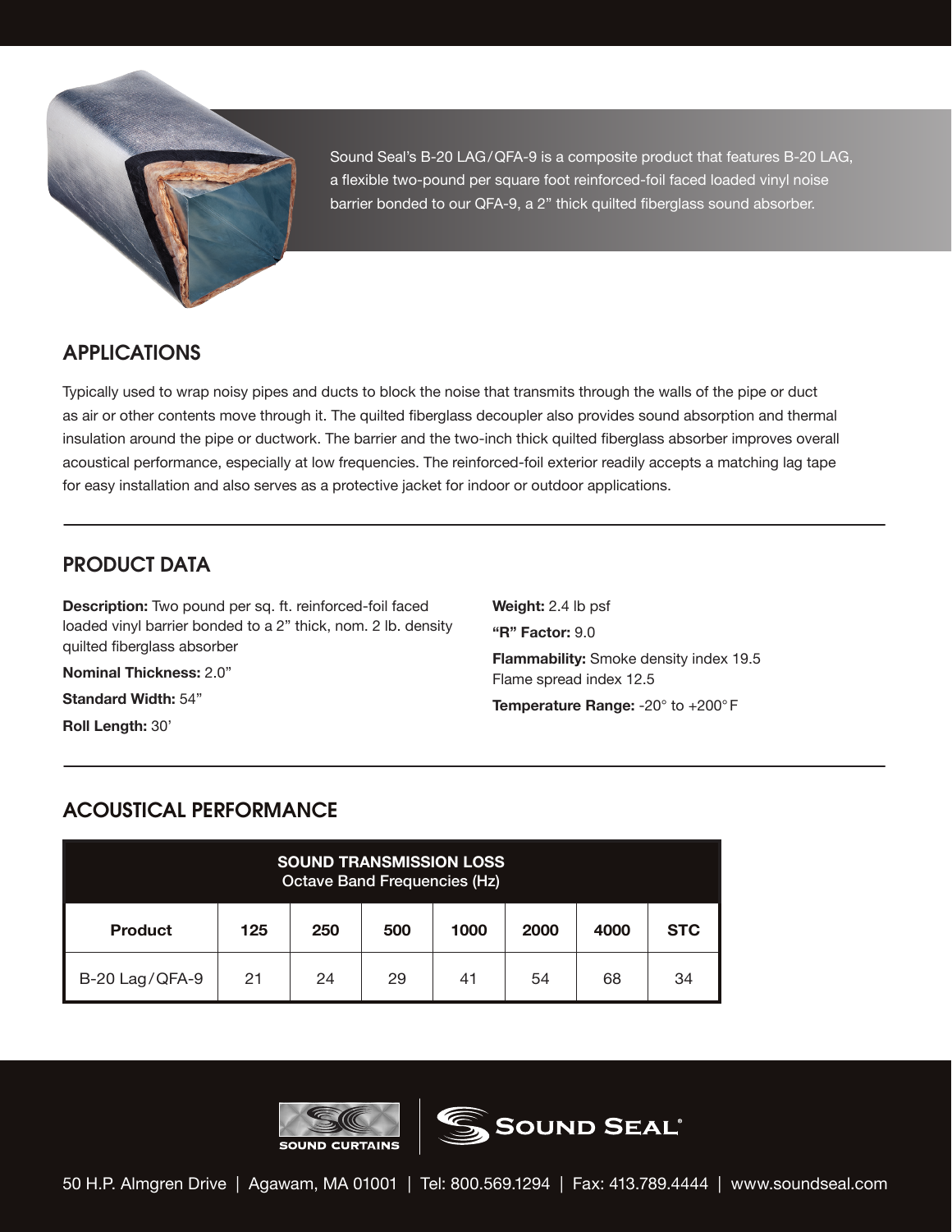Sound Seal's B-20 LAG/QFA-9 is a composite product that features B-20 LAG, a flexible two-pound per square foot reinforced-foil faced loaded vinyl noise barrier bonded to our QFA-9, a 2" thick quilted fiberglass sound absorber.

## APPLICATIONS

Typically used to wrap noisy pipes and ducts to block the noise that transmits through the walls of the pipe or duct as air or other contents move through it. The quilted fiberglass decoupler also provides sound absorption and thermal insulation around the pipe or ductwork. The barrier and the two-inch thick quilted fiberglass absorber improves overall acoustical performance, especially at low frequencies. The reinforced-foil exterior readily accepts a matching lag tape for easy installation and also serves as a protective jacket for indoor or outdoor applications.

## PRODUCT DATA

**Description:** Two pound per sq. ft. reinforced-foil faced loaded vinyl barrier bonded to a 2" thick, nom. 2 lb. density quilted fiberglass absorber

**Nominal Thickness:** 2.0"

**Standard Width:** 54"

**Roll Length:** 30'

**Weight:** 2.4 lb psf

**"R" Factor:** 9.0

**Flammability:** Smoke density index 19.5
Flame spread index 12.5

**Temperature Range:** -20° to +200° F

## ACOUSTICAL PERFORMANCE

| SOUND TRANSMISSION LOSS Octave Band Frequencies (Hz) | | | | | | | |
|---|---|---|---|---|---|---|---|
| **Product** | **125** | **250** | **500** | **1000** | **2000** | **4000** | **STC** |
| B-20 Lag/QFA-9 | 21 | 24 | 29 | 41 | 54 | 68 | 34 |

SOUND CURTAINS

SOUND SEAL®

50 H.P. Almgren Drive | Agawam, MA 01001 | Tel: 800.569.1294 | Fax: 413.789.4444 | www.soundseal.com